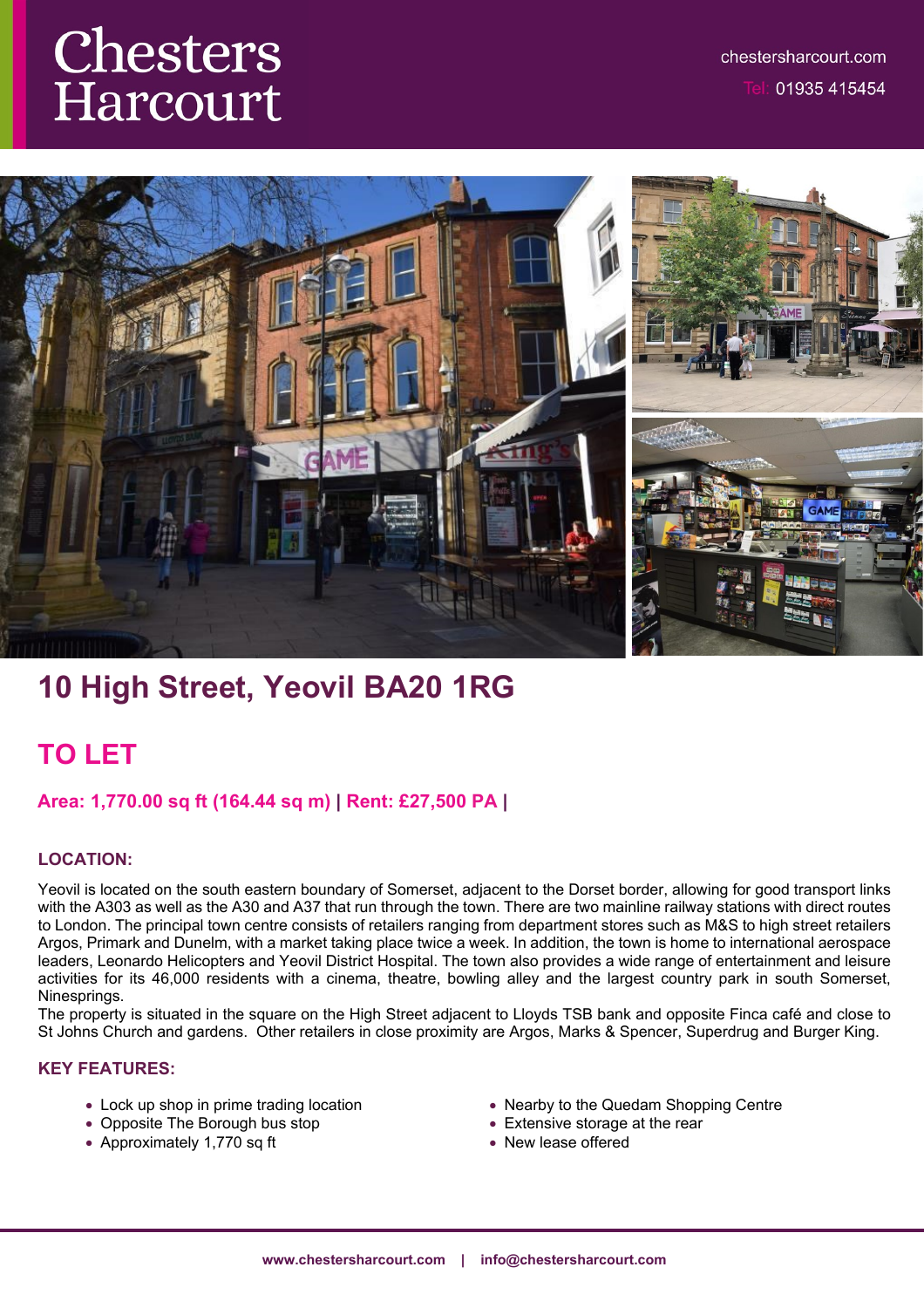Chesters Harcourt

chestersharcourt.com
Tel: 01935 415454

# 10 High Street, Yeovil BA20 1RG

## TO LET

**Area: 1,770.00 sq ft (164.44 sq m) | Rent: £27,500 PA |**

### LOCATION:

Yeovil is located on the south eastern boundary of Somerset, adjacent to the Dorset border, allowing for good transport links with the A303 as well as the A30 and A37 that run through the town. There are two mainline railway stations with direct routes to London. The principal town centre consists of retailers ranging from department stores such as M&S to high street retailers Argos, Primark and Dunelm, with a market taking place twice a week. In addition, the town is home to international aerospace leaders, Leonardo Helicopters and Yeovil District Hospital. The town also provides a wide range of entertainment and leisure activities for its 46,000 residents with a cinema, theatre, bowling alley and the largest country park in south Somerset, Ninesprings.
The property is situated in the square on the High Street adjacent to Lloyds TSB bank and opposite Finca café and close to St Johns Church and gardens. Other retailers in close proximity are Argos, Marks & Spencer, Superdrug and Burger King.

### KEY FEATURES:

- Lock up shop in prime trading location
- Opposite The Borough bus stop
- Approximately 1,770 sq ft
- Nearby to the Quedam Shopping Centre
- Extensive storage at the rear
- New lease offered

www.chestersharcourt.com | info@chestersharcourt.com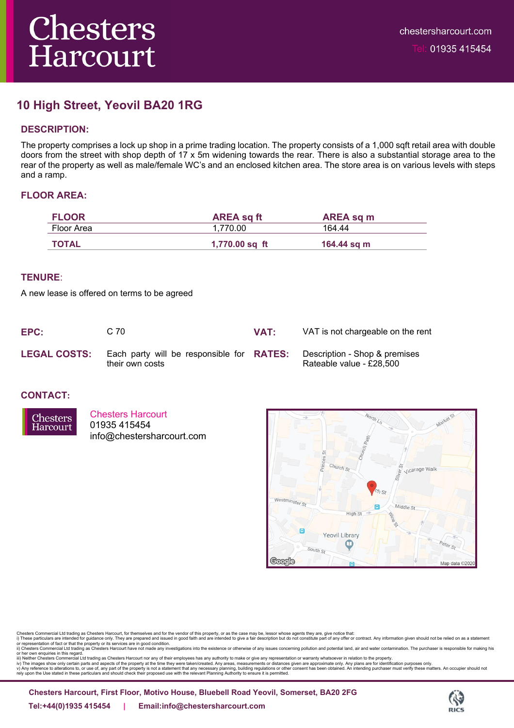# 10 High Street, Yeovil BA20 1RG

## DESCRIPTION:

The property comprises a lock up shop in a prime trading location. The property consists of a 1,000 sqft retail area with double doors from the street with shop depth of 17 x 5m widening towards the rear. There is also a substantial storage area to the rear of the property as well as male/female WC's and an enclosed kitchen area. The store area is on various levels with steps and a ramp.

## FLOOR AREA:

| FLOOR | AREA sq ft | AREA sq m |
|---|---|---|
| Floor Area | 1,770.00 | 164.44 |
| **TOTAL** | **1,770.00 sq ft** | **164.44 sq m** |

## TENURE:

A new lease is offered on terms to be agreed

**EPC:** C 70

**VAT:** VAT is not chargeable on the rent

**LEGAL COSTS:** Each party will be responsible for their own costs

**RATES:** Description - Shop & premises
Rateable value - £28,500

## CONTACT:

Chesters Harcourt
01935 415454
info@chestersharcourt.com

Chesters Commercial Ltd trading as Chesters Harcourt, for themselves and for the vendor of this property, or as the case may be, lessor whose agents they are, give notice that:
i) These particulars are intended for guidance only. They are prepared and issued in good faith and are intended to give a fair description but do not constitute part of any offer or contract. Any information given should not be relied on as a statement or representation of fact or that the property or its services are in good condition.
ii) Chesters Commercial Ltd trading as Chesters Harcourt have not made any investigations into the existence or otherwise of any issues concerning pollution and potential land, air and water contamination. The purchaser is responsible for making his or her own enquiries in this regard.
iii) Neither Chesters Commercial Ltd trading as Chesters Harcourt nor any of their employees has any authority to make or give any representation or warranty whatsoever in relation to the property.
iv) The images show only certain parts and aspects of the property at the time they were taken/created. Any areas, measurements or distances given are approximate only. Any plans are for identification purposes only.
v) Any reference to alterations to, or use of, any part of the property is not a statement that any necessary planning, building regulations or other consent has been obtained. An intending purchaser must verify these matters. An occupier should not rely upon the Use stated in these particulars and should check their proposed use with the relevant Planning Authority to ensure it is permitted.